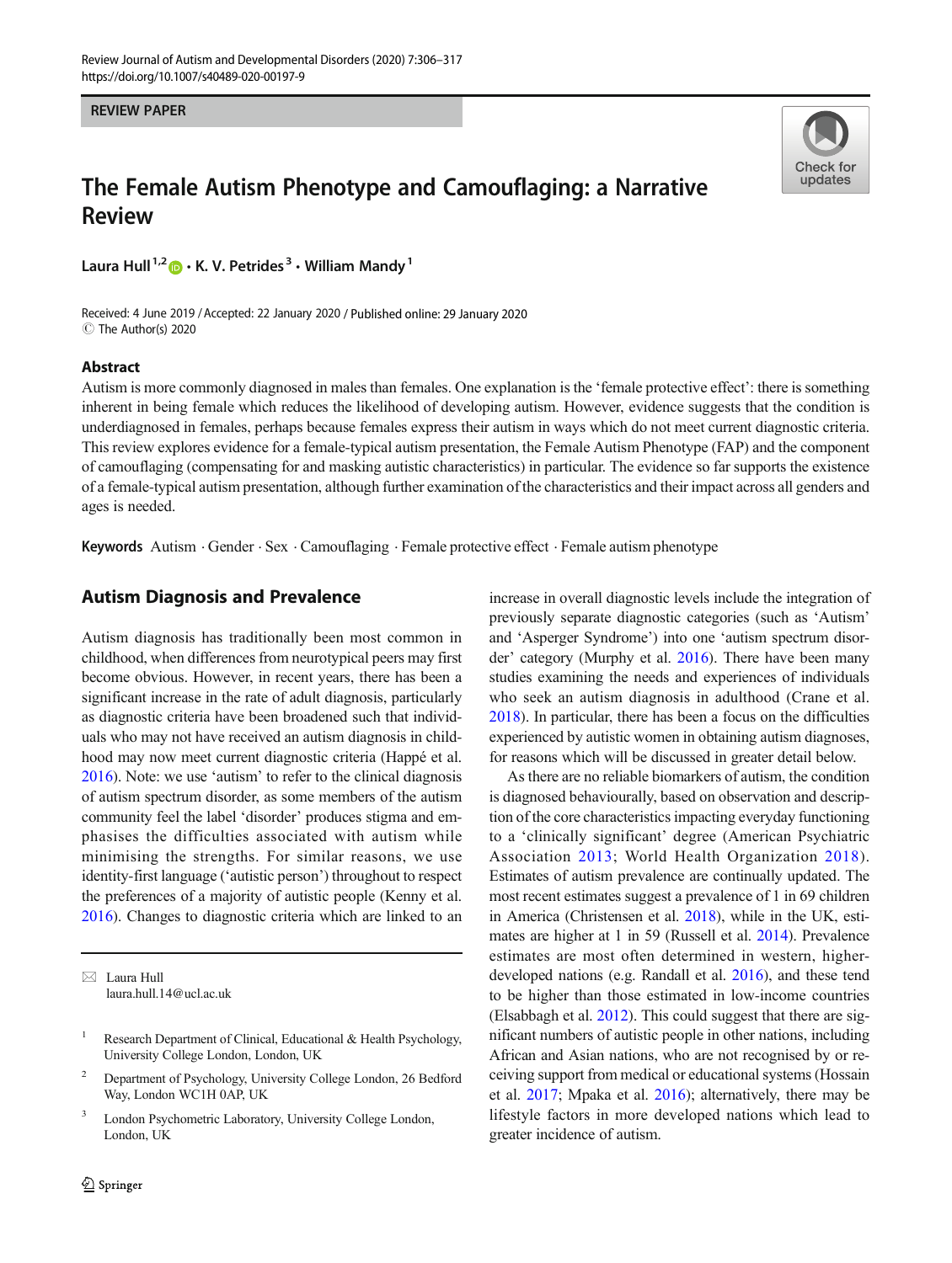REVIEW PAPER

# The Female Autism Phenotype and Camouflaging: a Narrative Review

Laura Hull[1,2] · K. V. Petrides[3] · William Mandy[1]

Received: 4 June 2019 / Accepted: 22 January 2020 / Published online: 29 January 2020
© The Author(s) 2020

## Abstract

Autism is more commonly diagnosed in males than females. One explanation is the 'female protective effect': there is something inherent in being female which reduces the likelihood of developing autism. However, evidence suggests that the condition is underdiagnosed in females, perhaps because females express their autism in ways which do not meet current diagnostic criteria. This review explores evidence for a female-typical autism presentation, the Female Autism Phenotype (FAP) and the component of camouflaging (compensating for and masking autistic characteristics) in particular. The evidence so far supports the existence of a female-typical autism presentation, although further examination of the characteristics and their impact across all genders and ages is needed.

**Keywords** Autism · Gender · Sex · Camouflaging · Female protective effect · Female autism phenotype

## Autism Diagnosis and Prevalence

Autism diagnosis has traditionally been most common in childhood, when differences from neurotypical peers may first become obvious. However, in recent years, there has been a significant increase in the rate of adult diagnosis, particularly as diagnostic criteria have been broadened such that individuals who may not have received an autism diagnosis in childhood may now meet current diagnostic criteria (Happé et al. 2016). Note: we use 'autism' to refer to the clinical diagnosis of autism spectrum disorder, as some members of the autism community feel the label 'disorder' produces stigma and emphasises the difficulties associated with autism while minimising the strengths. For similar reasons, we use identity-first language ('autistic person') throughout to respect the preferences of a majority of autistic people (Kenny et al. 2016). Changes to diagnostic criteria which are linked to an increase in overall diagnostic levels include the integration of previously separate diagnostic categories (such as 'Autism' and 'Asperger Syndrome') into one 'autism spectrum disorder' category (Murphy et al. 2016). There have been many studies examining the needs and experiences of individuals who seek an autism diagnosis in adulthood (Crane et al. 2018). In particular, there has been a focus on the difficulties experienced by autistic women in obtaining autism diagnoses, for reasons which will be discussed in greater detail below.

As there are no reliable biomarkers of autism, the condition is diagnosed behaviourally, based on observation and description of the core characteristics impacting everyday functioning to a 'clinically significant' degree (American Psychiatric Association 2013; World Health Organization 2018). Estimates of autism prevalence are continually updated. The most recent estimates suggest a prevalence of 1 in 69 children in America (Christensen et al. 2018), while in the UK, estimates are higher at 1 in 59 (Russell et al. 2014). Prevalence estimates are most often determined in western, higher-developed nations (e.g. Randall et al. 2016), and these tend to be higher than those estimated in low-income countries (Elsabbagh et al. 2012). This could suggest that there are significant numbers of autistic people in other nations, including African and Asian nations, who are not recognised by or receiving support from medical or educational systems (Hossain et al. 2017; Mpaka et al. 2016); alternatively, there may be lifestyle factors in more developed nations which lead to greater incidence of autism.

---

✉ Laura Hull
laura.hull.14@ucl.ac.uk

[1] Research Department of Clinical, Educational & Health Psychology, University College London, London, UK

[2] Department of Psychology, University College London, 26 Bedford Way, London WC1H 0AP, UK

[3] London Psychometric Laboratory, University College London, London, UK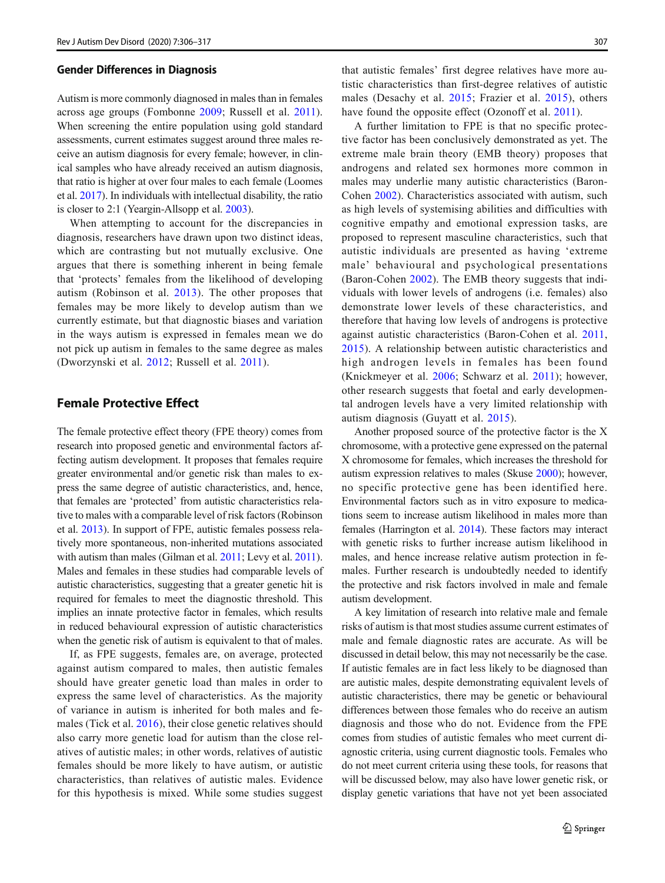### Gender Differences in Diagnosis

Autism is more commonly diagnosed in males than in females across age groups (Fombonne 2009; Russell et al. 2011). When screening the entire population using gold standard assessments, current estimates suggest around three males receive an autism diagnosis for every female; however, in clinical samples who have already received an autism diagnosis, that ratio is higher at over four males to each female (Loomes et al. 2017). In individuals with intellectual disability, the ratio is closer to 2:1 (Yeargin-Allsopp et al. 2003).

When attempting to account for the discrepancies in diagnosis, researchers have drawn upon two distinct ideas, which are contrasting but not mutually exclusive. One argues that there is something inherent in being female that 'protects' females from the likelihood of developing autism (Robinson et al. 2013). The other proposes that females may be more likely to develop autism than we currently estimate, but that diagnostic biases and variation in the ways autism is expressed in females mean we do not pick up autism in females to the same degree as males (Dworzynski et al. 2012; Russell et al. 2011).

## Female Protective Effect

The female protective effect theory (FPE theory) comes from research into proposed genetic and environmental factors affecting autism development. It proposes that females require greater environmental and/or genetic risk than males to express the same degree of autistic characteristics, and, hence, that females are 'protected' from autistic characteristics relative to males with a comparable level of risk factors (Robinson et al. 2013). In support of FPE, autistic females possess relatively more spontaneous, non-inherited mutations associated with autism than males (Gilman et al. 2011; Levy et al. 2011). Males and females in these studies had comparable levels of autistic characteristics, suggesting that a greater genetic hit is required for females to meet the diagnostic threshold. This implies an innate protective factor in females, which results in reduced behavioural expression of autistic characteristics when the genetic risk of autism is equivalent to that of males.

If, as FPE suggests, females are, on average, protected against autism compared to males, then autistic females should have greater genetic load than males in order to express the same level of characteristics. As the majority of variance in autism is inherited for both males and females (Tick et al. 2016), their close genetic relatives should also carry more genetic load for autism than the close relatives of autistic males; in other words, relatives of autistic females should be more likely to have autism, or autistic characteristics, than relatives of autistic males. Evidence for this hypothesis is mixed. While some studies suggest that autistic females' first degree relatives have more autistic characteristics than first-degree relatives of autistic males (Desachy et al. 2015; Frazier et al. 2015), others have found the opposite effect (Ozonoff et al. 2011).

A further limitation to FPE is that no specific protective factor has been conclusively demonstrated as yet. The extreme male brain theory (EMB theory) proposes that androgens and related sex hormones more common in males may underlie many autistic characteristics (Baron-Cohen 2002). Characteristics associated with autism, such as high levels of systemising abilities and difficulties with cognitive empathy and emotional expression tasks, are proposed to represent masculine characteristics, such that autistic individuals are presented as having 'extreme male' behavioural and psychological presentations (Baron-Cohen 2002). The EMB theory suggests that individuals with lower levels of androgens (i.e. females) also demonstrate lower levels of these characteristics, and therefore that having low levels of androgens is protective against autistic characteristics (Baron-Cohen et al. 2011, 2015). A relationship between autistic characteristics and high androgen levels in females has been found (Knickmeyer et al. 2006; Schwarz et al. 2011); however, other research suggests that foetal and early developmental androgen levels have a very limited relationship with autism diagnosis (Guyatt et al. 2015).

Another proposed source of the protective factor is the X chromosome, with a protective gene expressed on the paternal X chromosome for females, which increases the threshold for autism expression relatives to males (Skuse 2000); however, no specific protective gene has been identified here. Environmental factors such as in vitro exposure to medications seem to increase autism likelihood in males more than females (Harrington et al. 2014). These factors may interact with genetic risks to further increase autism likelihood in males, and hence increase relative autism protection in females. Further research is undoubtedly needed to identify the protective and risk factors involved in male and female autism development.

A key limitation of research into relative male and female risks of autism is that most studies assume current estimates of male and female diagnostic rates are accurate. As will be discussed in detail below, this may not necessarily be the case. If autistic females are in fact less likely to be diagnosed than are autistic males, despite demonstrating equivalent levels of autistic characteristics, there may be genetic or behavioural differences between those females who do receive an autism diagnosis and those who do not. Evidence from the FPE comes from studies of autistic females who meet current diagnostic criteria, using current diagnostic tools. Females who do not meet current criteria using these tools, for reasons that will be discussed below, may also have lower genetic risk, or display genetic variations that have not yet been associated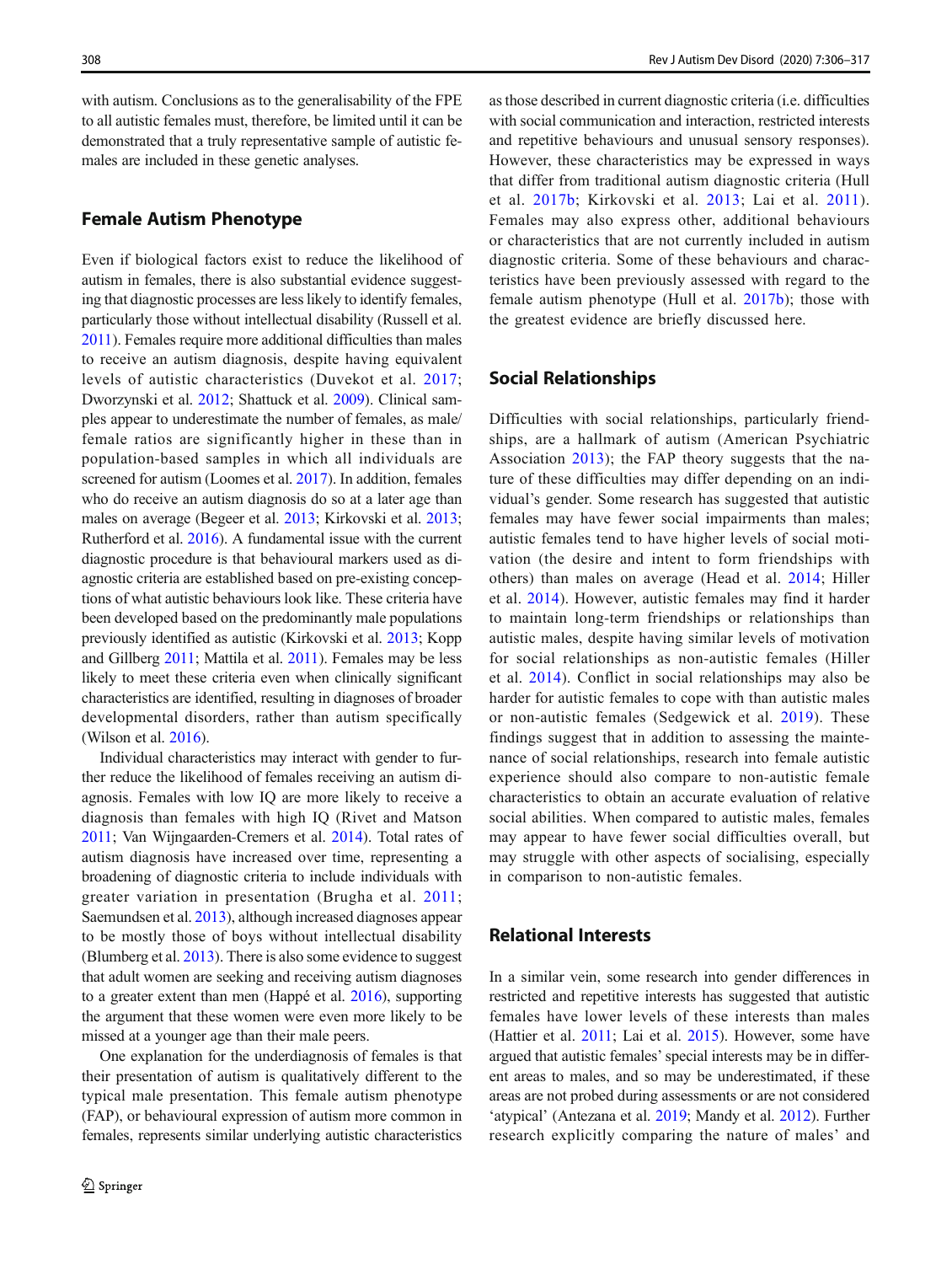with autism. Conclusions as to the generalisability of the FPE to all autistic females must, therefore, be limited until it can be demonstrated that a truly representative sample of autistic females are included in these genetic analyses.

## Female Autism Phenotype

Even if biological factors exist to reduce the likelihood of autism in females, there is also substantial evidence suggesting that diagnostic processes are less likely to identify females, particularly those without intellectual disability (Russell et al. 2011). Females require more additional difficulties than males to receive an autism diagnosis, despite having equivalent levels of autistic characteristics (Duvekot et al. 2017; Dworzynski et al. 2012; Shattuck et al. 2009). Clinical samples appear to underestimate the number of females, as male/female ratios are significantly higher in these than in population-based samples in which all individuals are screened for autism (Loomes et al. 2017). In addition, females who do receive an autism diagnosis do so at a later age than males on average (Begeer et al. 2013; Kirkovski et al. 2013; Rutherford et al. 2016). A fundamental issue with the current diagnostic procedure is that behavioural markers used as diagnostic criteria are established based on pre-existing conceptions of what autistic behaviours look like. These criteria have been developed based on the predominantly male populations previously identified as autistic (Kirkovski et al. 2013; Kopp and Gillberg 2011; Mattila et al. 2011). Females may be less likely to meet these criteria even when clinically significant characteristics are identified, resulting in diagnoses of broader developmental disorders, rather than autism specifically (Wilson et al. 2016).

Individual characteristics may interact with gender to further reduce the likelihood of females receiving an autism diagnosis. Females with low IQ are more likely to receive a diagnosis than females with high IQ (Rivet and Matson 2011; Van Wijngaarden-Cremers et al. 2014). Total rates of autism diagnosis have increased over time, representing a broadening of diagnostic criteria to include individuals with greater variation in presentation (Brugha et al. 2011; Saemundsen et al. 2013), although increased diagnoses appear to be mostly those of boys without intellectual disability (Blumberg et al. 2013). There is also some evidence to suggest that adult women are seeking and receiving autism diagnoses to a greater extent than men (Happé et al. 2016), supporting the argument that these women were even more likely to be missed at a younger age than their male peers.

One explanation for the underdiagnosis of females is that their presentation of autism is qualitatively different to the typical male presentation. This female autism phenotype (FAP), or behavioural expression of autism more common in females, represents similar underlying autistic characteristics as those described in current diagnostic criteria (i.e. difficulties with social communication and interaction, restricted interests and repetitive behaviours and unusual sensory responses). However, these characteristics may be expressed in ways that differ from traditional autism diagnostic criteria (Hull et al. 2017b; Kirkovski et al. 2013; Lai et al. 2011). Females may also express other, additional behaviours or characteristics that are not currently included in autism diagnostic criteria. Some of these behaviours and characteristics have been previously assessed with regard to the female autism phenotype (Hull et al. 2017b); those with the greatest evidence are briefly discussed here.

## Social Relationships

Difficulties with social relationships, particularly friendships, are a hallmark of autism (American Psychiatric Association 2013); the FAP theory suggests that the nature of these difficulties may differ depending on an individual's gender. Some research has suggested that autistic females may have fewer social impairments than males; autistic females tend to have higher levels of social motivation (the desire and intent to form friendships with others) than males on average (Head et al. 2014; Hiller et al. 2014). However, autistic females may find it harder to maintain long-term friendships or relationships than autistic males, despite having similar levels of motivation for social relationships as non-autistic females (Hiller et al. 2014). Conflict in social relationships may also be harder for autistic females to cope with than autistic males or non-autistic females (Sedgewick et al. 2019). These findings suggest that in addition to assessing the maintenance of social relationships, research into female autistic experience should also compare to non-autistic female characteristics to obtain an accurate evaluation of relative social abilities. When compared to autistic males, females may appear to have fewer social difficulties overall, but may struggle with other aspects of socialising, especially in comparison to non-autistic females.

## Relational Interests

In a similar vein, some research into gender differences in restricted and repetitive interests has suggested that autistic females have lower levels of these interests than males (Hattier et al. 2011; Lai et al. 2015). However, some have argued that autistic females' special interests may be in different areas to males, and so may be underestimated, if these areas are not probed during assessments or are not considered 'atypical' (Antezana et al. 2019; Mandy et al. 2012). Further research explicitly comparing the nature of males' and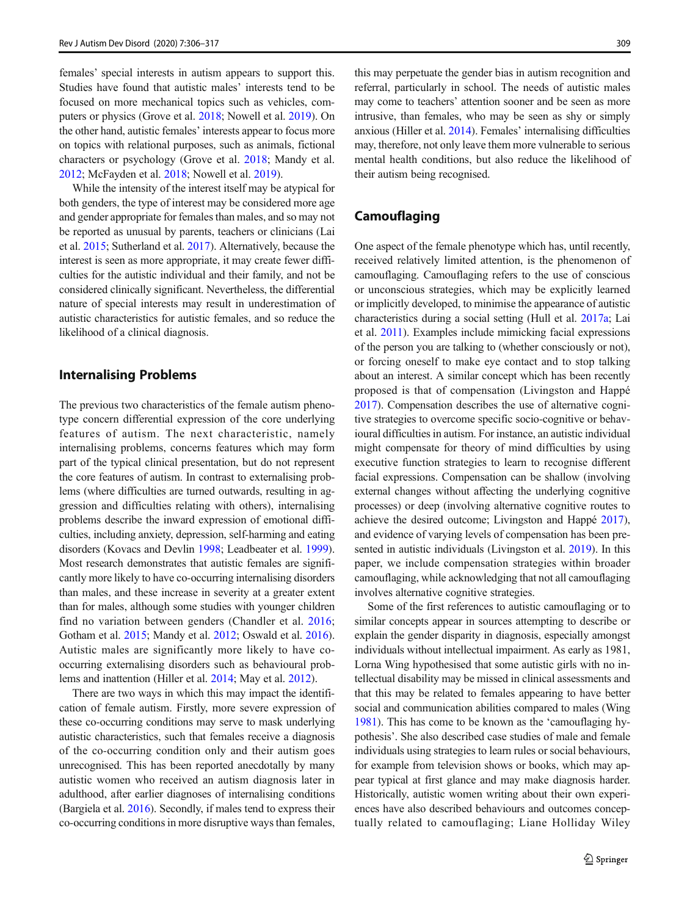females' special interests in autism appears to support this. Studies have found that autistic males' interests tend to be focused on more mechanical topics such as vehicles, computers or physics (Grove et al. 2018; Nowell et al. 2019). On the other hand, autistic females' interests appear to focus more on topics with relational purposes, such as animals, fictional characters or psychology (Grove et al. 2018; Mandy et al. 2012; McFayden et al. 2018; Nowell et al. 2019).

While the intensity of the interest itself may be atypical for both genders, the type of interest may be considered more age and gender appropriate for females than males, and so may not be reported as unusual by parents, teachers or clinicians (Lai et al. 2015; Sutherland et al. 2017). Alternatively, because the interest is seen as more appropriate, it may create fewer difficulties for the autistic individual and their family, and not be considered clinically significant. Nevertheless, the differential nature of special interests may result in underestimation of autistic characteristics for autistic females, and so reduce the likelihood of a clinical diagnosis.

## Internalising Problems

The previous two characteristics of the female autism phenotype concern differential expression of the core underlying features of autism. The next characteristic, namely internalising problems, concerns features which may form part of the typical clinical presentation, but do not represent the core features of autism. In contrast to externalising problems (where difficulties are turned outwards, resulting in aggression and difficulties relating with others), internalising problems describe the inward expression of emotional difficulties, including anxiety, depression, self-harming and eating disorders (Kovacs and Devlin 1998; Leadbeater et al. 1999). Most research demonstrates that autistic females are significantly more likely to have co-occurring internalising disorders than males, and these increase in severity at a greater extent than for males, although some studies with younger children find no variation between genders (Chandler et al. 2016; Gotham et al. 2015; Mandy et al. 2012; Oswald et al. 2016). Autistic males are significantly more likely to have co-occurring externalising disorders such as behavioural problems and inattention (Hiller et al. 2014; May et al. 2012).

There are two ways in which this may impact the identification of female autism. Firstly, more severe expression of these co-occurring conditions may serve to mask underlying autistic characteristics, such that females receive a diagnosis of the co-occurring condition only and their autism goes unrecognised. This has been reported anecdotally by many autistic women who received an autism diagnosis later in adulthood, after earlier diagnoses of internalising conditions (Bargiela et al. 2016). Secondly, if males tend to express their co-occurring conditions in more disruptive ways than females, this may perpetuate the gender bias in autism recognition and referral, particularly in school. The needs of autistic males may come to teachers' attention sooner and be seen as more intrusive, than females, who may be seen as shy or simply anxious (Hiller et al. 2014). Females' internalising difficulties may, therefore, not only leave them more vulnerable to serious mental health conditions, but also reduce the likelihood of their autism being recognised.

## Camouflaging

One aspect of the female phenotype which has, until recently, received relatively limited attention, is the phenomenon of camouflaging. Camouflaging refers to the use of conscious or unconscious strategies, which may be explicitly learned or implicitly developed, to minimise the appearance of autistic characteristics during a social setting (Hull et al. 2017a; Lai et al. 2011). Examples include mimicking facial expressions of the person you are talking to (whether consciously or not), or forcing oneself to make eye contact and to stop talking about an interest. A similar concept which has been recently proposed is that of compensation (Livingston and Happé 2017). Compensation describes the use of alternative cognitive strategies to overcome specific socio-cognitive or behavioural difficulties in autism. For instance, an autistic individual might compensate for theory of mind difficulties by using executive function strategies to learn to recognise different facial expressions. Compensation can be shallow (involving external changes without affecting the underlying cognitive processes) or deep (involving alternative cognitive routes to achieve the desired outcome; Livingston and Happé 2017), and evidence of varying levels of compensation has been presented in autistic individuals (Livingston et al. 2019). In this paper, we include compensation strategies within broader camouflaging, while acknowledging that not all camouflaging involves alternative cognitive strategies.

Some of the first references to autistic camouflaging or to similar concepts appear in sources attempting to describe or explain the gender disparity in diagnosis, especially amongst individuals without intellectual impairment. As early as 1981, Lorna Wing hypothesised that some autistic girls with no intellectual disability may be missed in clinical assessments and that this may be related to females appearing to have better social and communication abilities compared to males (Wing 1981). This has come to be known as the 'camouflaging hypothesis'. She also described case studies of male and female individuals using strategies to learn rules or social behaviours, for example from television shows or books, which may appear typical at first glance and may make diagnosis harder. Historically, autistic women writing about their own experiences have also described behaviours and outcomes conceptually related to camouflaging; Liane Holliday Wiley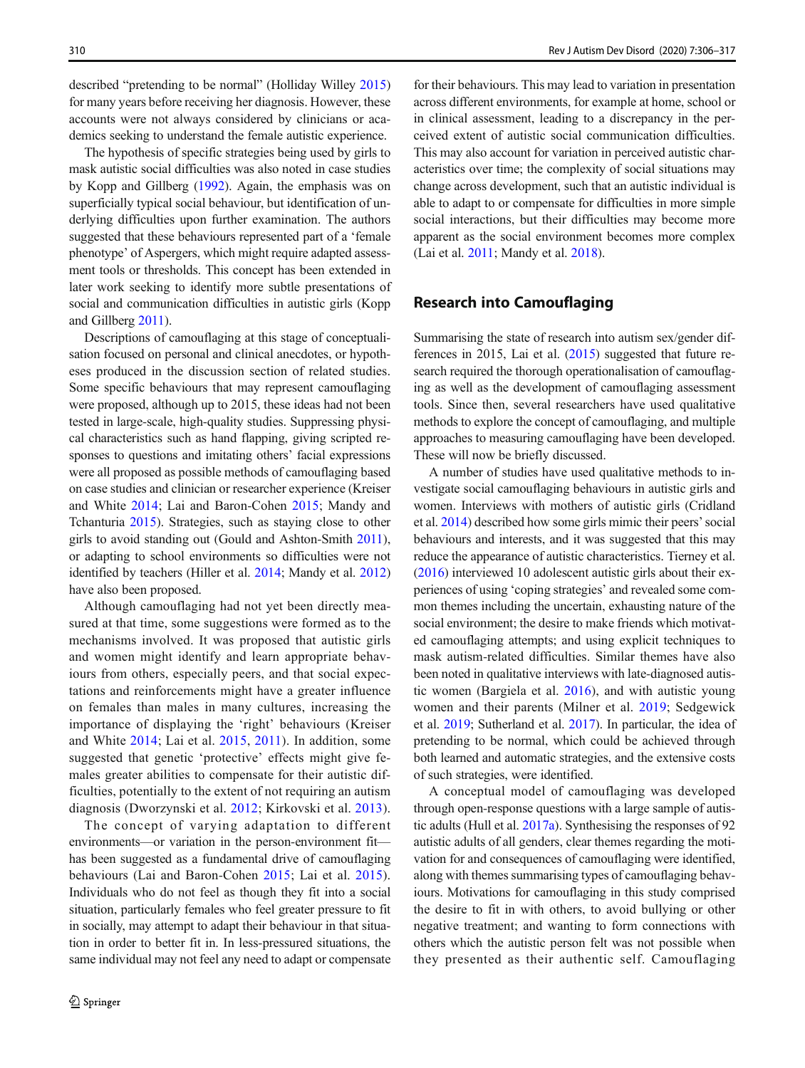described "pretending to be normal" (Holliday Willey 2015) for many years before receiving her diagnosis. However, these accounts were not always considered by clinicians or academics seeking to understand the female autistic experience.

The hypothesis of specific strategies being used by girls to mask autistic social difficulties was also noted in case studies by Kopp and Gillberg (1992). Again, the emphasis was on superficially typical social behaviour, but identification of underlying difficulties upon further examination. The authors suggested that these behaviours represented part of a 'female phenotype' of Aspergers, which might require adapted assessment tools or thresholds. This concept has been extended in later work seeking to identify more subtle presentations of social and communication difficulties in autistic girls (Kopp and Gillberg 2011).

Descriptions of camouflaging at this stage of conceptualisation focused on personal and clinical anecdotes, or hypotheses produced in the discussion section of related studies. Some specific behaviours that may represent camouflaging were proposed, although up to 2015, these ideas had not been tested in large-scale, high-quality studies. Suppressing physical characteristics such as hand flapping, giving scripted responses to questions and imitating others' facial expressions were all proposed as possible methods of camouflaging based on case studies and clinician or researcher experience (Kreiser and White 2014; Lai and Baron-Cohen 2015; Mandy and Tchanturia 2015). Strategies, such as staying close to other girls to avoid standing out (Gould and Ashton-Smith 2011), or adapting to school environments so difficulties were not identified by teachers (Hiller et al. 2014; Mandy et al. 2012) have also been proposed.

Although camouflaging had not yet been directly measured at that time, some suggestions were formed as to the mechanisms involved. It was proposed that autistic girls and women might identify and learn appropriate behaviours from others, especially peers, and that social expectations and reinforcements might have a greater influence on females than males in many cultures, increasing the importance of displaying the 'right' behaviours (Kreiser and White 2014; Lai et al. 2015, 2011). In addition, some suggested that genetic 'protective' effects might give females greater abilities to compensate for their autistic difficulties, potentially to the extent of not requiring an autism diagnosis (Dworzynski et al. 2012; Kirkovski et al. 2013).

The concept of varying adaptation to different environments—or variation in the person-environment fit—has been suggested as a fundamental drive of camouflaging behaviours (Lai and Baron-Cohen 2015; Lai et al. 2015). Individuals who do not feel as though they fit into a social situation, particularly females who feel greater pressure to fit in socially, may attempt to adapt their behaviour in that situation in order to better fit in. In less-pressured situations, the same individual may not feel any need to adapt or compensate for their behaviours. This may lead to variation in presentation across different environments, for example at home, school or in clinical assessment, leading to a discrepancy in the perceived extent of autistic social communication difficulties. This may also account for variation in perceived autistic characteristics over time; the complexity of social situations may change across development, such that an autistic individual is able to adapt to or compensate for difficulties in more simple social interactions, but their difficulties may become more apparent as the social environment becomes more complex (Lai et al. 2011; Mandy et al. 2018).

## Research into Camouflaging

Summarising the state of research into autism sex/gender differences in 2015, Lai et al. (2015) suggested that future research required the thorough operationalisation of camouflaging as well as the development of camouflaging assessment tools. Since then, several researchers have used qualitative methods to explore the concept of camouflaging, and multiple approaches to measuring camouflaging have been developed. These will now be briefly discussed.

A number of studies have used qualitative methods to investigate social camouflaging behaviours in autistic girls and women. Interviews with mothers of autistic girls (Cridland et al. 2014) described how some girls mimic their peers' social behaviours and interests, and it was suggested that this may reduce the appearance of autistic characteristics. Tierney et al. (2016) interviewed 10 adolescent autistic girls about their experiences of using 'coping strategies' and revealed some common themes including the uncertain, exhausting nature of the social environment; the desire to make friends which motivated camouflaging attempts; and using explicit techniques to mask autism-related difficulties. Similar themes have also been noted in qualitative interviews with late-diagnosed autistic women (Bargiela et al. 2016), and with autistic young women and their parents (Milner et al. 2019; Sedgewick et al. 2019; Sutherland et al. 2017). In particular, the idea of pretending to be normal, which could be achieved through both learned and automatic strategies, and the extensive costs of such strategies, were identified.

A conceptual model of camouflaging was developed through open-response questions with a large sample of autistic adults (Hull et al. 2017a). Synthesising the responses of 92 autistic adults of all genders, clear themes regarding the motivation for and consequences of camouflaging were identified, along with themes summarising types of camouflaging behaviours. Motivations for camouflaging in this study comprised the desire to fit in with others, to avoid bullying or other negative treatment; and wanting to form connections with others which the autistic person felt was not possible when they presented as their authentic self. Camouflaging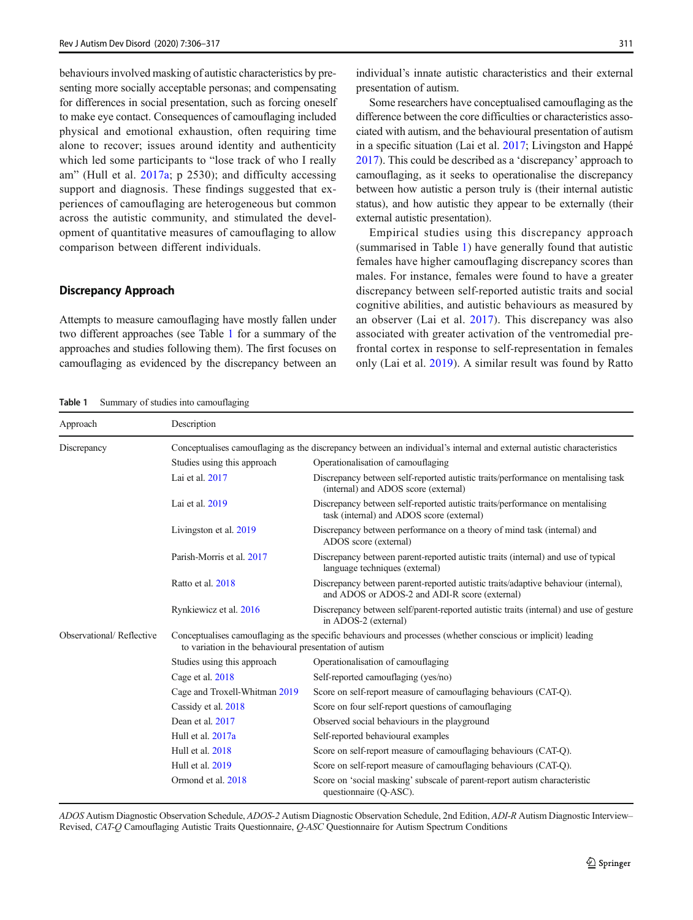behaviours involved masking of autistic characteristics by presenting more socially acceptable personas; and compensating for differences in social presentation, such as forcing oneself to make eye contact. Consequences of camouflaging included physical and emotional exhaustion, often requiring time alone to recover; issues around identity and authenticity which led some participants to "lose track of who I really am" (Hull et al. 2017a; p 2530); and difficulty accessing support and diagnosis. These findings suggested that experiences of camouflaging are heterogeneous but common across the autistic community, and stimulated the development of quantitative measures of camouflaging to allow comparison between different individuals.

### Discrepancy Approach

Attempts to measure camouflaging have mostly fallen under two different approaches (see Table 1 for a summary of the approaches and studies following them). The first focuses on camouflaging as evidenced by the discrepancy between an individual's innate autistic characteristics and their external presentation of autism.

Some researchers have conceptualised camouflaging as the difference between the core difficulties or characteristics associated with autism, and the behavioural presentation of autism in a specific situation (Lai et al. 2017; Livingston and Happé 2017). This could be described as a 'discrepancy' approach to camouflaging, as it seeks to operationalise the discrepancy between how autistic a person truly is (their internal autistic status), and how autistic they appear to be externally (their external autistic presentation).

Empirical studies using this discrepancy approach (summarised in Table 1) have generally found that autistic females have higher camouflaging discrepancy scores than males. For instance, females were found to have a greater discrepancy between self-reported autistic traits and social cognitive abilities, and autistic behaviours as measured by an observer (Lai et al. 2017). This discrepancy was also associated with greater activation of the ventromedial prefrontal cortex in response to self-representation in females only (Lai et al. 2019). A similar result was found by Ratto

**Table 1** Summary of studies into camouflaging

| Approach | Description | |
|---|---|---|
| Discrepancy | Conceptualises camouflaging as the discrepancy between an individual's internal and external autistic characteristics | |
| | Studies using this approach | Operationalisation of camouflaging |
| | Lai et al. 2017 | Discrepancy between self-reported autistic traits/performance on mentalising task (internal) and ADOS score (external) |
| | Lai et al. 2019 | Discrepancy between self-reported autistic traits/performance on mentalising task (internal) and ADOS score (external) |
| | Livingston et al. 2019 | Discrepancy between performance on a theory of mind task (internal) and ADOS score (external) |
| | Parish-Morris et al. 2017 | Discrepancy between parent-reported autistic traits (internal) and use of typical language techniques (external) |
| | Ratto et al. 2018 | Discrepancy between parent-reported autistic traits/adaptive behaviour (internal), and ADOS or ADOS-2 and ADI-R score (external) |
| | Rynkiewicz et al. 2016 | Discrepancy between self/parent-reported autistic traits (internal) and use of gesture in ADOS-2 (external) |
| Observational/ Reflective | Conceptualises camouflaging as the specific behaviours and processes (whether conscious or implicit) leading to variation in the behavioural presentation of autism | |
| | Studies using this approach | Operationalisation of camouflaging |
| | Cage et al. 2018 | Self-reported camouflaging (yes/no) |
| | Cage and Troxell-Whitman 2019 | Score on self-report measure of camouflaging behaviours (CAT-Q). |
| | Cassidy et al. 2018 | Score on four self-report questions of camouflaging |
| | Dean et al. 2017 | Observed social behaviours in the playground |
| | Hull et al. 2017a | Self-reported behavioural examples |
| | Hull et al. 2018 | Score on self-report measure of camouflaging behaviours (CAT-Q). |
| | Hull et al. 2019 | Score on self-report measure of camouflaging behaviours (CAT-Q). |
| | Ormond et al. 2018 | Score on 'social masking' subscale of parent-report autism characteristic questionnaire (Q-ASC). |

*ADOS* Autism Diagnostic Observation Schedule, *ADOS-2* Autism Diagnostic Observation Schedule, 2nd Edition, *ADI-R* Autism Diagnostic Interview–Revised, *CAT-Q* Camouflaging Autistic Traits Questionnaire, *Q-ASC* Questionnaire for Autism Spectrum Conditions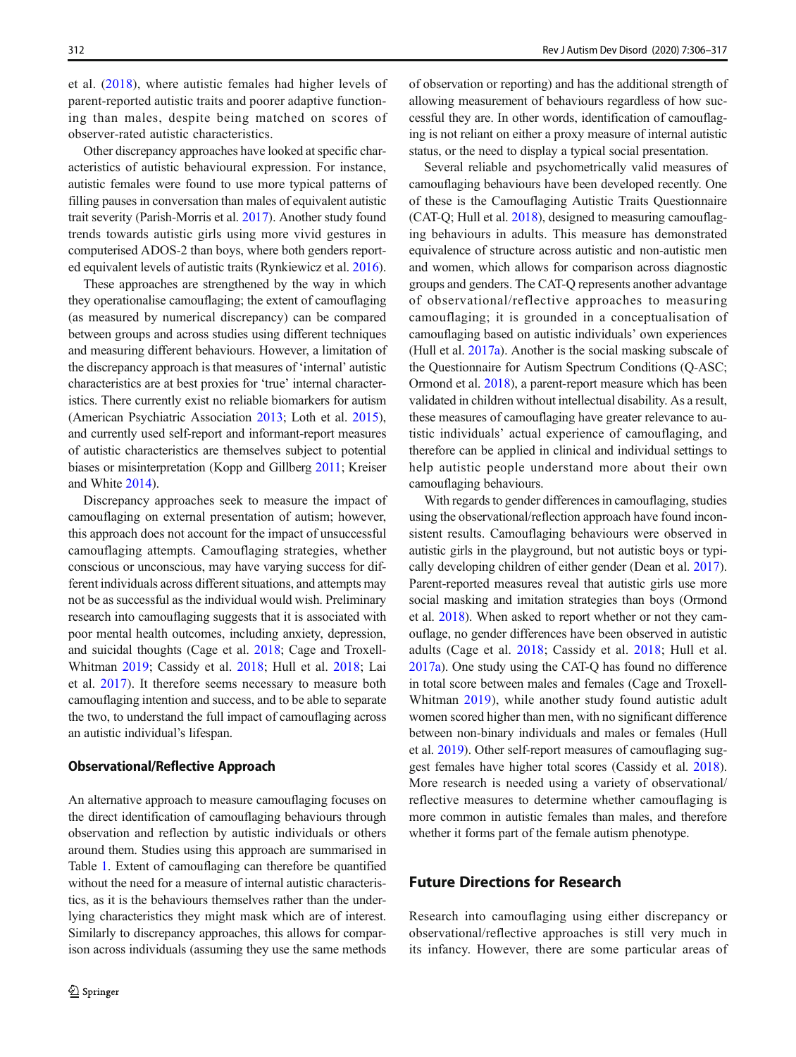et al. (2018), where autistic females had higher levels of parent-reported autistic traits and poorer adaptive functioning than males, despite being matched on scores of observer-rated autistic characteristics.

Other discrepancy approaches have looked at specific characteristics of autistic behavioural expression. For instance, autistic females were found to use more typical patterns of filling pauses in conversation than males of equivalent autistic trait severity (Parish-Morris et al. 2017). Another study found trends towards autistic girls using more vivid gestures in computerised ADOS-2 than boys, where both genders reported equivalent levels of autistic traits (Rynkiewicz et al. 2016).

These approaches are strengthened by the way in which they operationalise camouflaging; the extent of camouflaging (as measured by numerical discrepancy) can be compared between groups and across studies using different techniques and measuring different behaviours. However, a limitation of the discrepancy approach is that measures of 'internal' autistic characteristics are at best proxies for 'true' internal characteristics. There currently exist no reliable biomarkers for autism (American Psychiatric Association 2013; Loth et al. 2015), and currently used self-report and informant-report measures of autistic characteristics are themselves subject to potential biases or misinterpretation (Kopp and Gillberg 2011; Kreiser and White 2014).

Discrepancy approaches seek to measure the impact of camouflaging on external presentation of autism; however, this approach does not account for the impact of unsuccessful camouflaging attempts. Camouflaging strategies, whether conscious or unconscious, may have varying success for different individuals across different situations, and attempts may not be as successful as the individual would wish. Preliminary research into camouflaging suggests that it is associated with poor mental health outcomes, including anxiety, depression, and suicidal thoughts (Cage et al. 2018; Cage and Troxell-Whitman 2019; Cassidy et al. 2018; Hull et al. 2018; Lai et al. 2017). It therefore seems necessary to measure both camouflaging intention and success, and to be able to separate the two, to understand the full impact of camouflaging across an autistic individual's lifespan.

### Observational/Reflective Approach

An alternative approach to measure camouflaging focuses on the direct identification of camouflaging behaviours through observation and reflection by autistic individuals or others around them. Studies using this approach are summarised in Table 1. Extent of camouflaging can therefore be quantified without the need for a measure of internal autistic characteristics, as it is the behaviours themselves rather than the underlying characteristics they might mask which are of interest. Similarly to discrepancy approaches, this allows for comparison across individuals (assuming they use the same methods of observation or reporting) and has the additional strength of allowing measurement of behaviours regardless of how successful they are. In other words, identification of camouflaging is not reliant on either a proxy measure of internal autistic status, or the need to display a typical social presentation.

Several reliable and psychometrically valid measures of camouflaging behaviours have been developed recently. One of these is the Camouflaging Autistic Traits Questionnaire (CAT-Q; Hull et al. 2018), designed to measuring camouflaging behaviours in adults. This measure has demonstrated equivalence of structure across autistic and non-autistic men and women, which allows for comparison across diagnostic groups and genders. The CAT-Q represents another advantage of observational/reflective approaches to measuring camouflaging; it is grounded in a conceptualisation of camouflaging based on autistic individuals' own experiences (Hull et al. 2017a). Another is the social masking subscale of the Questionnaire for Autism Spectrum Conditions (Q-ASC; Ormond et al. 2018), a parent-report measure which has been validated in children without intellectual disability. As a result, these measures of camouflaging have greater relevance to autistic individuals' actual experience of camouflaging, and therefore can be applied in clinical and individual settings to help autistic people understand more about their own camouflaging behaviours.

With regards to gender differences in camouflaging, studies using the observational/reflective approach have found inconsistent results. Camouflaging behaviours were observed in autistic girls in the playground, but not autistic boys or typically developing children of either gender (Dean et al. 2017). Parent-reported measures reveal that autistic girls use more social masking and imitation strategies than boys (Ormond et al. 2018). When asked to report whether or not they camouflage, no gender differences have been observed in autistic adults (Cage et al. 2018; Cassidy et al. 2018; Hull et al. 2017a). One study using the CAT-Q has found no difference in total score between males and females (Cage and Troxell-Whitman 2019), while another study found autistic adult women scored higher than men, with no significant difference between non-binary individuals and males or females (Hull et al. 2019). Other self-report measures of camouflaging suggest females have higher total scores (Cassidy et al. 2018). More research is needed using a variety of observational/reflective measures to determine whether camouflaging is more common in autistic females than males, and therefore whether it forms part of the female autism phenotype.

## Future Directions for Research

Research into camouflaging using either discrepancy or observational/reflective approaches is still very much in its infancy. However, there are some particular areas of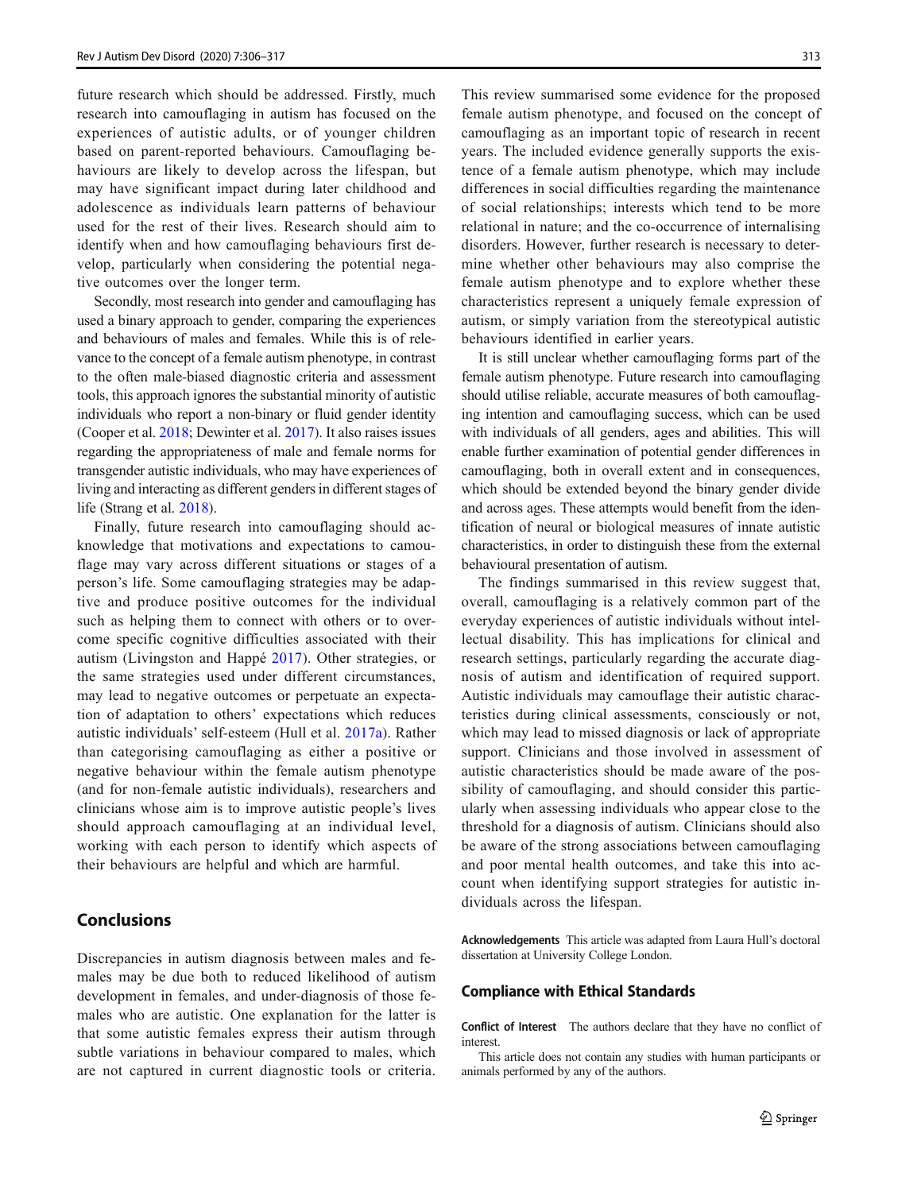future research which should be addressed. Firstly, much research into camouflaging in autism has focused on the experiences of autistic adults, or of younger children based on parent-reported behaviours. Camouflaging behaviours are likely to develop across the lifespan, but may have significant impact during later childhood and adolescence as individuals learn patterns of behaviour used for the rest of their lives. Research should aim to identify when and how camouflaging behaviours first develop, particularly when considering the potential negative outcomes over the longer term.

Secondly, most research into gender and camouflaging has used a binary approach to gender, comparing the experiences and behaviours of males and females. While this is of relevance to the concept of a female autism phenotype, in contrast to the often male-biased diagnostic criteria and assessment tools, this approach ignores the substantial minority of autistic individuals who report a non-binary or fluid gender identity (Cooper et al. 2018; Dewinter et al. 2017). It also raises issues regarding the appropriateness of male and female norms for transgender autistic individuals, who may have experiences of living and interacting as different genders in different stages of life (Strang et al. 2018).

Finally, future research into camouflaging should acknowledge that motivations and expectations to camouflage may vary across different situations or stages of a person's life. Some camouflaging strategies may be adaptive and produce positive outcomes for the individual such as helping them to connect with others or to overcome specific cognitive difficulties associated with their autism (Livingston and Happé 2017). Other strategies, or the same strategies used under different circumstances, may lead to negative outcomes or perpetuate an expectation of adaptation to others' expectations which reduces autistic individuals' self-esteem (Hull et al. 2017a). Rather than categorising camouflaging as either a positive or negative behaviour within the female autism phenotype (and for non-female autistic individuals), researchers and clinicians whose aim is to improve autistic people's lives should approach camouflaging at an individual level, working with each person to identify which aspects of their behaviours are helpful and which are harmful.

## Conclusions

Discrepancies in autism diagnosis between males and females may be due both to reduced likelihood of autism development in females, and under-diagnosis of those females who are autistic. One explanation for the latter is that some autistic females express their autism through subtle variations in behaviour compared to males, which are not captured in current diagnostic tools or criteria. This review summarised some evidence for the proposed female autism phenotype, and focused on the concept of camouflaging as an important topic of research in recent years. The included evidence generally supports the existence of a female autism phenotype, which may include differences in social difficulties regarding the maintenance of social relationships; interests which tend to be more relational in nature; and the co-occurrence of internalising disorders. However, further research is necessary to determine whether other behaviours may also comprise the female autism phenotype and to explore whether these characteristics represent a uniquely female expression of autism, or simply variation from the stereotypical autistic behaviours identified in earlier years.

It is still unclear whether camouflaging forms part of the female autism phenotype. Future research into camouflaging should utilise reliable, accurate measures of both camouflaging intention and camouflaging success, which can be used with individuals of all genders, ages and abilities. This will enable further examination of potential gender differences in camouflaging, both in overall extent and in consequences, which should be extended beyond the binary gender divide and across ages. These attempts would benefit from the identification of neural or biological measures of innate autistic characteristics, in order to distinguish these from the external behavioural presentation of autism.

The findings summarised in this review suggest that, overall, camouflaging is a relatively common part of the everyday experiences of autistic individuals without intellectual disability. This has implications for clinical and research settings, particularly regarding the accurate diagnosis of autism and identification of required support. Autistic individuals may camouflage their autistic characteristics during clinical assessments, consciously or not, which may lead to missed diagnosis or lack of appropriate support. Clinicians and those involved in assessment of autistic characteristics should be made aware of the possibility of camouflaging, and should consider this particularly when assessing individuals who appear close to the threshold for a diagnosis of autism. Clinicians should also be aware of the strong associations between camouflaging and poor mental health outcomes, and take this into account when identifying support strategies for autistic individuals across the lifespan.

**Acknowledgements** This article was adapted from Laura Hull's doctoral dissertation at University College London.

### Compliance with Ethical Standards

**Conflict of Interest** The authors declare that they have no conflict of interest.

This article does not contain any studies with human participants or animals performed by any of the authors.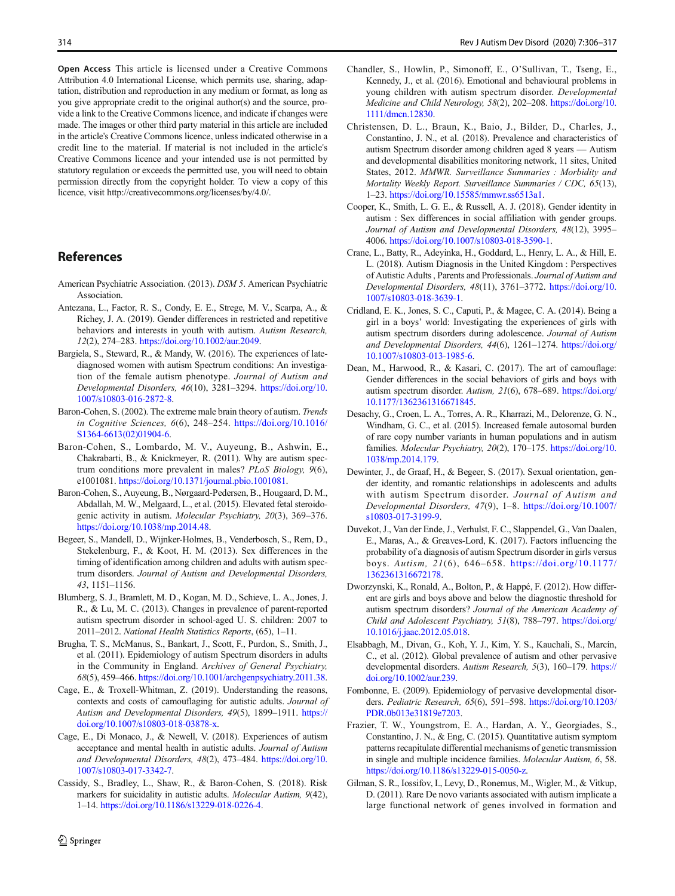**Open Access** This article is licensed under a Creative Commons Attribution 4.0 International License, which permits use, sharing, adaptation, distribution and reproduction in any medium or format, as long as you give appropriate credit to the original author(s) and the source, provide a link to the Creative Commons licence, and indicate if changes were made. The images or other third party material in this article are included in the article's Creative Commons licence, unless indicated otherwise in a credit line to the material. If material is not included in the article's Creative Commons licence and your intended use is not permitted by statutory regulation or exceeds the permitted use, you will need to obtain permission directly from the copyright holder. To view a copy of this licence, visit http://creativecommons.org/licenses/by/4.0/.

## References

American Psychiatric Association. (2013). *DSM 5*. American Psychiatric Association.

Antezana, L., Factor, R. S., Condy, E. E., Strege, M. V., Scarpa, A., & Richey, J. A. (2019). Gender differences in restricted and repetitive behaviors and interests in youth with autism. *Autism Research, 12*(2), 274–283. https://doi.org/10.1002/aur.2049.

Bargiela, S., Steward, R., & Mandy, W. (2016). The experiences of late-diagnosed women with autism Spectrum conditions: An investigation of the female autism phenotype. *Journal of Autism and Developmental Disorders, 46*(10), 3281–3294. https://doi.org/10.1007/s10803-016-2872-8.

Baron-Cohen, S. (2002). The extreme male brain theory of autism. *Trends in Cognitive Sciences, 6*(6), 248–254. https://doi.org/10.1016/S1364-6613(02)01904-6.

Baron-Cohen, S., Lombardo, M. V., Auyeung, B., Ashwin, E., Chakrabarti, B., & Knickmeyer, R. (2011). Why are autism spectrum conditions more prevalent in males? *PLoS Biology, 9*(6), e1001081. https://doi.org/10.1371/journal.pbio.1001081.

Baron-Cohen, S., Auyeung, B., Nørgaard-Pedersen, B., Hougaard, D. M., Abdallah, M. W., Melgaard, L., et al. (2015). Elevated fetal steroidogenic activity in autism. *Molecular Psychiatry, 20*(3), 369–376. https://doi.org/10.1038/mp.2014.48.

Begeer, S., Mandell, D., Wijnker-Holmes, B., Venderbosch, S., Rem, D., Stekelenburg, F., & Koot, H. M. (2013). Sex differences in the timing of identification among children and adults with autism spectrum disorders. *Journal of Autism and Developmental Disorders, 43*, 1151–1156.

Blumberg, S. J., Bramlett, M. D., Kogan, M. D., Schieve, L. A., Jones, J. R., & Lu, M. C. (2013). Changes in prevalence of parent-reported autism spectrum disorder in school-aged U. S. children: 2007 to 2011–2012. *National Health Statistics Reports*, (65), 1–11.

Brugha, T. S., McManus, S., Bankart, J., Scott, F., Purdon, S., Smith, J., et al. (2011). Epidemiology of autism Spectrum disorders in adults in the Community in England. *Archives of General Psychiatry, 68*(5), 459–466. https://doi.org/10.1001/archgenpsychiatry.2011.38.

Cage, E., & Troxell-Whitman, Z. (2019). Understanding the reasons, contexts and costs of camouflaging for autistic adults. *Journal of Autism and Developmental Disorders, 49*(5), 1899–1911. https://doi.org/10.1007/s10803-018-03878-x.

Cage, E., Di Monaco, J., & Newell, V. (2018). Experiences of autism acceptance and mental health in autistic adults. *Journal of Autism and Developmental Disorders, 48*(2), 473–484. https://doi.org/10.1007/s10803-017-3342-7.

Cassidy, S., Bradley, L., Shaw, R., & Baron-Cohen, S. (2018). Risk markers for suicidality in autistic adults. *Molecular Autism, 9*(42), 1–14. https://doi.org/10.1186/s13229-018-0226-4.

Chandler, S., Howlin, P., Simonoff, E., O'Sullivan, T., Tseng, E., Kennedy, J., et al. (2016). Emotional and behavioural problems in young children with autism spectrum disorder. *Developmental Medicine and Child Neurology, 58*(2), 202–208. https://doi.org/10.1111/dmcn.12830.

Christensen, D. L., Braun, K., Baio, J., Bilder, D., Charles, J., Constantino, J. N., et al. (2018). Prevalence and characteristics of autism Spectrum disorder among children aged 8 years — Autism and developmental disabilities monitoring network, 11 sites, United States, 2012. *MMWR. Surveillance Summaries : Morbidity and Mortality Weekly Report. Surveillance Summaries / CDC, 65*(13), 1–23. https://doi.org/10.15585/mmwr.ss6513a1.

Cooper, K., Smith, L. G. E., & Russell, A. J. (2018). Gender identity in autism : Sex differences in social affiliation with gender groups. *Journal of Autism and Developmental Disorders, 48*(12), 3995–4006. https://doi.org/10.1007/s10803-018-3590-1.

Crane, L., Batty, R., Adeyinka, H., Goddard, L., Henry, L. A., & Hill, E. L. (2018). Autism Diagnosis in the United Kingdom : Perspectives of Autistic Adults , Parents and Professionals. *Journal of Autism and Developmental Disorders, 48*(11), 3761–3772. https://doi.org/10.1007/s10803-018-3639-1.

Cridland, E. K., Jones, S. C., Caputi, P., & Magee, C. A. (2014). Being a girl in a boys' world: Investigating the experiences of girls with autism spectrum disorders during adolescence. *Journal of Autism and Developmental Disorders, 44*(6), 1261–1274. https://doi.org/10.1007/s10803-013-1985-6.

Dean, M., Harwood, R., & Kasari, C. (2017). The art of camouflage: Gender differences in the social behaviors of girls and boys with autism spectrum disorder. *Autism, 21*(6), 678–689. https://doi.org/10.1177/1362361316671845.

Desachy, G., Croen, L. A., Torres, A. R., Kharrazi, M., Delorenze, G. N., Windham, G. C., et al. (2015). Increased female autosomal burden of rare copy number variants in human populations and in autism families. *Molecular Psychiatry, 20*(2), 170–175. https://doi.org/10.1038/mp.2014.179.

Dewinter, J., de Graaf, H., & Begeer, S. (2017). Sexual orientation, gender identity, and romantic relationships in adolescents and adults with autism Spectrum disorder. *Journal of Autism and Developmental Disorders, 47*(9), 1–8. https://doi.org/10.1007/s10803-017-3199-9.

Duvekot, J., Van der Ende, J., Verhulst, F. C., Slappendel, G., Van Daalen, E., Maras, A., & Greaves-Lord, K. (2017). Factors influencing the probability of a diagnosis of autism Spectrum disorder in girls versus boys. *Autism, 21*(6), 646–658. https://doi.org/10.1177/1362361316672178.

Dworzynski, K., Ronald, A., Bolton, P., & Happé, F. (2012). How different are girls and boys above and below the diagnostic threshold for autism spectrum disorders? *Journal of the American Academy of Child and Adolescent Psychiatry, 51*(8), 788–797. https://doi.org/10.1016/j.jaac.2012.05.018.

Elsabbagh, M., Divan, G., Koh, Y. J., Kim, Y. S., Kauchali, S., Marcín, C., et al. (2012). Global prevalence of autism and other pervasive developmental disorders. *Autism Research, 5*(3), 160–179. https://doi.org/10.1002/aur.239.

Fombonne, E. (2009). Epidemiology of pervasive developmental disorders. *Pediatric Research, 65*(6), 591–598. https://doi.org/10.1203/PDR.0b013e31819e7203.

Frazier, T. W., Youngstrom, E. A., Hardan, A. Y., Georgiades, S., Constantino, J. N., & Eng, C. (2015). Quantitative autism symptom patterns recapitulate differential mechanisms of genetic transmission in single and multiple incidence families. *Molecular Autism, 6*, 58. https://doi.org/10.1186/s13229-015-0050-z.

Gilman, S. R., Iossifov, I., Levy, D., Ronemus, M., Wigler, M., & Vitkup, D. (2011). Rare De novo variants associated with autism implicate a large functional network of genes involved in formation and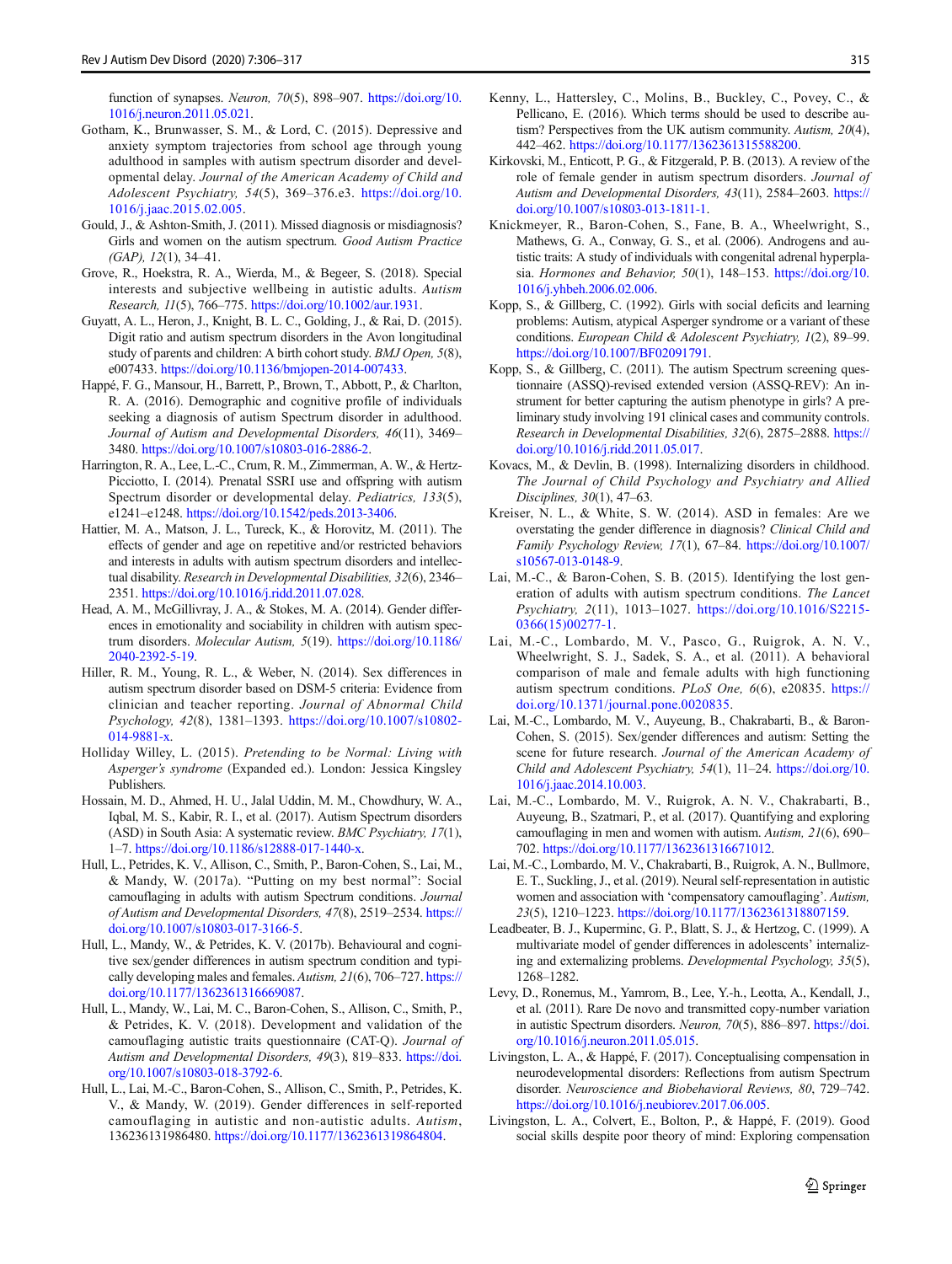function of synapses. *Neuron, 70*(5), 898–907. https://doi.org/10.1016/j.neuron.2011.05.021.

Gotham, K., Brunwasser, S. M., & Lord, C. (2015). Depressive and anxiety symptom trajectories from school age through young adulthood in samples with autism spectrum disorder and developmental delay. *Journal of the American Academy of Child and Adolescent Psychiatry, 54*(5), 369–376.e3. https://doi.org/10.1016/j.jaac.2015.02.005.

Gould, J., & Ashton-Smith, J. (2011). Missed diagnosis or misdiagnosis? Girls and women on the autism spectrum. *Good Autism Practice (GAP), 12*(1), 34–41.

Grove, R., Hoekstra, R. A., Wierda, M., & Begeer, S. (2018). Special interests and subjective wellbeing in autistic adults. *Autism Research, 11*(5), 766–775. https://doi.org/10.1002/aur.1931.

Guyatt, A. L., Heron, J., Knight, B. L. C., Golding, J., & Rai, D. (2015). Digit ratio and autism spectrum disorders in the Avon longitudinal study of parents and children: A birth cohort study. *BMJ Open, 5*(8), e007433. https://doi.org/10.1136/bmjopen-2014-007433.

Happé, F. G., Mansour, H., Barrett, P., Brown, T., Abbott, P., & Charlton, R. A. (2016). Demographic and cognitive profile of individuals seeking a diagnosis of autism Spectrum disorder in adulthood. *Journal of Autism and Developmental Disorders, 46*(11), 3469–3480. https://doi.org/10.1007/s10803-016-2886-2.

Harrington, R. A., Lee, L.-C., Crum, R. M., Zimmerman, A. W., & Hertz-Picciotto, I. (2014). Prenatal SSRI use and offspring with autism Spectrum disorder or developmental delay. *Pediatrics, 133*(5), e1241–e1248. https://doi.org/10.1542/peds.2013-3406.

Hattier, M. A., Matson, J. L., Tureck, K., & Horovitz, M. (2011). The effects of gender and age on repetitive and/or restricted behaviors and interests in adults with autism spectrum disorders and intellectual disability. *Research in Developmental Disabilities, 32*(6), 2346–2351. https://doi.org/10.1016/j.ridd.2011.07.028.

Head, A. M., McGillivray, J. A., & Stokes, M. A. (2014). Gender differences in emotionality and sociability in children with autism spectrum disorders. *Molecular Autism, 5*(19). https://doi.org/10.1186/2040-2392-5-19.

Hiller, R. M., Young, R. L., & Weber, N. (2014). Sex differences in autism spectrum disorder based on DSM-5 criteria: Evidence from clinician and teacher reporting. *Journal of Abnormal Child Psychology, 42*(8), 1381–1393. https://doi.org/10.1007/s10802-014-9881-x.

Holliday Willey, L. (2015). *Pretending to be Normal: Living with Asperger's syndrome* (Expanded ed.). London: Jessica Kingsley Publishers.

Hossain, M. D., Ahmed, H. U., Jalal Uddin, M. M., Chowdhury, W. A., Iqbal, M. S., Kabir, R. I., et al. (2017). Autism Spectrum disorders (ASD) in South Asia: A systematic review. *BMC Psychiatry, 17*(1), 1–7. https://doi.org/10.1186/s12888-017-1440-x.

Hull, L., Petrides, K. V., Allison, C., Smith, P., Baron-Cohen, S., Lai, M., & Mandy, W. (2017a). "Putting on my best normal": Social camouflaging in adults with autism Spectrum conditions. *Journal of Autism and Developmental Disorders, 47*(8), 2519–2534. https://doi.org/10.1007/s10803-017-3166-5.

Hull, L., Mandy, W., & Petrides, K. V. (2017b). Behavioural and cognitive sex/gender differences in autism spectrum condition and typically developing males and females. *Autism, 21*(6), 706–727. https://doi.org/10.1177/1362361316669087.

Hull, L., Mandy, W., Lai, M. C., Baron-Cohen, S., Allison, C., Smith, P., & Petrides, K. V. (2018). Development and validation of the camouflaging autistic traits questionnaire (CAT-Q). *Journal of Autism and Developmental Disorders, 49*(3), 819–833. https://doi.org/10.1007/s10803-018-3792-6.

Hull, L., Lai, M.-C., Baron-Cohen, S., Allison, C., Smith, P., Petrides, K. V., & Mandy, W. (2019). Gender differences in self-reported camouflaging in autistic and non-autistic adults. *Autism*, 136236131986480. https://doi.org/10.1177/1362361319864804.

Kenny, L., Hattersley, C., Molins, B., Buckley, C., Povey, C., & Pellicano, E. (2016). Which terms should be used to describe autism? Perspectives from the UK autism community. *Autism, 20*(4), 442–462. https://doi.org/10.1177/1362361315588200.

Kirkovski, M., Enticott, P. G., & Fitzgerald, P. B. (2013). A review of the role of female gender in autism spectrum disorders. *Journal of Autism and Developmental Disorders, 43*(11), 2584–2603. https://doi.org/10.1007/s10803-013-1811-1.

Knickmeyer, R., Baron-Cohen, S., Fane, B. A., Wheelwright, S., Mathews, G. A., Conway, G. S., et al. (2006). Androgens and autistic traits: A study of individuals with congenital adrenal hyperplasia. *Hormones and Behavior, 50*(1), 148–153. https://doi.org/10.1016/j.yhbeh.2006.02.006.

Kopp, S., & Gillberg, C. (1992). Girls with social deficits and learning problems: Autism, atypical Asperger syndrome or a variant of these conditions. *European Child & Adolescent Psychiatry, 1*(2), 89–99. https://doi.org/10.1007/BF02091791.

Kopp, S., & Gillberg, C. (2011). The autism Spectrum screening questionnaire (ASSQ)-revised extended version (ASSQ-REV): An instrument for better capturing the autism phenotype in girls? A preliminary study involving 191 clinical cases and community controls. *Research in Developmental Disabilities, 32*(6), 2875–2888. https://doi.org/10.1016/j.ridd.2011.05.017.

Kovacs, M., & Devlin, B. (1998). Internalizing disorders in childhood. *The Journal of Child Psychology and Psychiatry and Allied Disciplines, 30*(1), 47–63.

Kreiser, N. L., & White, S. W. (2014). ASD in females: Are we overstating the gender difference in diagnosis? *Clinical Child and Family Psychology Review, 17*(1), 67–84. https://doi.org/10.1007/s10567-013-0148-9.

Lai, M.-C., & Baron-Cohen, S. B. (2015). Identifying the lost generation of adults with autism spectrum conditions. *The Lancet Psychiatry, 2*(11), 1013–1027. https://doi.org/10.1016/S2215-0366(15)00277-1.

Lai, M.-C., Lombardo, M. V., Pasco, G., Ruigrok, A. N. V., Wheelwright, S. J., Sadek, S. A., et al. (2011). A behavioral comparison of male and female adults with high functioning autism spectrum conditions. *PLoS One, 6*(6), e20835. https://doi.org/10.1371/journal.pone.0020835.

Lai, M.-C., Lombardo, M. V., Auyeung, B., Chakrabarti, B., & Baron-Cohen, S. (2015). Sex/gender differences and autism: Setting the scene for future research. *Journal of the American Academy of Child and Adolescent Psychiatry, 54*(1), 11–24. https://doi.org/10.1016/j.jaac.2014.10.003.

Lai, M.-C., Lombardo, M. V., Ruigrok, A. N. V., Chakrabarti, B., Auyeung, B., Szatmari, P., et al. (2017). Quantifying and exploring camouflaging in men and women with autism. *Autism, 21*(6), 690–702. https://doi.org/10.1177/1362361316671012.

Lai, M.-C., Lombardo, M. V., Chakrabarti, B., Ruigrok, A. N., Bullmore, E. T., Suckling, J., et al. (2019). Neural self-representation in autistic women and association with 'compensatory camouflaging'. *Autism, 23*(5), 1210–1223. https://doi.org/10.1177/1362361318807159.

Leadbeater, B. J., Kuperminc, G. P., Blatt, S. J., & Hertzog, C. (1999). A multivariate model of gender differences in adolescents' internalizing and externalizing problems. *Developmental Psychology, 35*(5), 1268–1282.

Levy, D., Ronemus, M., Yamrom, B., Lee, Y.-h., Leotta, A., Kendall, J., et al. (2011). Rare De novo and transmitted copy-number variation in autistic Spectrum disorders. *Neuron, 70*(5), 886–897. https://doi.org/10.1016/j.neuron.2011.05.015.

Livingston, L. A., & Happé, F. (2017). Conceptualising compensation in neurodevelopmental disorders: Reflections from autism Spectrum disorder. *Neuroscience and Biobehavioral Reviews, 80*, 729–742. https://doi.org/10.1016/j.neubiorev.2017.06.005.

Livingston, L. A., Colvert, E., Bolton, P., & Happé, F. (2019). Good social skills despite poor theory of mind: Exploring compensation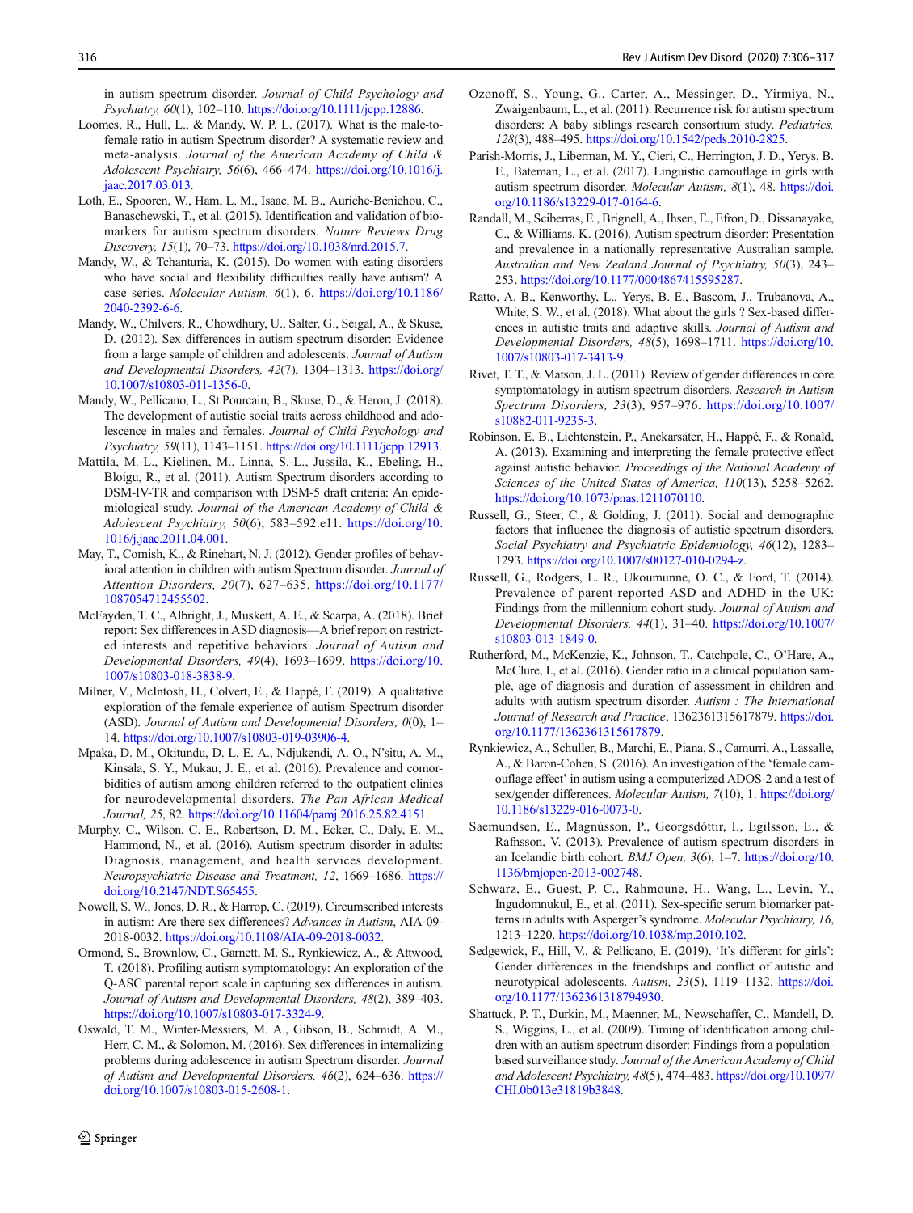in autism spectrum disorder. *Journal of Child Psychology and Psychiatry, 60*(1), 102–110. https://doi.org/10.1111/jcpp.12886.

Loomes, R., Hull, L., & Mandy, W. P. L. (2017). What is the male-to-female ratio in autism Spectrum disorder? A systematic review and meta-analysis. *Journal of the American Academy of Child & Adolescent Psychiatry, 56*(6), 466–474. https://doi.org/10.1016/j.jaac.2017.03.013.

Loth, E., Spooren, W., Ham, L. M., Isaac, M. B., Auriche-Benichou, C., Banaschewski, T., et al. (2015). Identification and validation of biomarkers for autism spectrum disorders. *Nature Reviews Drug Discovery, 15*(1), 70–73. https://doi.org/10.1038/nrd.2015.7.

Mandy, W., & Tchanturia, K. (2015). Do women with eating disorders who have social and flexibility difficulties really have autism? A case series. *Molecular Autism, 6*(1), 6. https://doi.org/10.1186/2040-2392-6-6.

Mandy, W., Chilvers, R., Chowdhury, U., Salter, G., Seigal, A., & Skuse, D. (2012). Sex differences in autism spectrum disorder: Evidence from a large sample of children and adolescents. *Journal of Autism and Developmental Disorders, 42*(7), 1304–1313. https://doi.org/10.1007/s10803-011-1356-0.

Mandy, W., Pellicano, L., St Pourcain, B., Skuse, D., & Heron, J. (2018). The development of autistic social traits across childhood and adolescence in males and females. *Journal of Child Psychology and Psychiatry, 59*(11), 1143–1151. https://doi.org/10.1111/jcpp.12913.

Mattila, M.-L., Kielinen, M., Linna, S.-L., Jussila, K., Ebeling, H., Bloigu, R., et al. (2011). Autism Spectrum disorders according to DSM-IV-TR and comparison with DSM-5 draft criteria: An epidemiological study. *Journal of the American Academy of Child & Adolescent Psychiatry, 50*(6), 583–592.e11. https://doi.org/10.1016/j.jaac.2011.04.001.

May, T., Cornish, K., & Rinehart, N. J. (2012). Gender profiles of behavioral attention in children with autism Spectrum disorder. *Journal of Attention Disorders, 20*(7), 627–635. https://doi.org/10.1177/1087054712455502.

McFayden, T. C., Albright, J., Muskett, A. E., & Scarpa, A. (2018). Brief report: Sex differences in ASD diagnosis—A brief report on restricted interests and repetitive behaviors. *Journal of Autism and Developmental Disorders, 49*(4), 1693–1699. https://doi.org/10.1007/s10803-018-3838-9.

Milner, V., McIntosh, H., Colvert, E., & Happé, F. (2019). A qualitative exploration of the female experience of autism Spectrum disorder (ASD). *Journal of Autism and Developmental Disorders, 0*(0), 1–14. https://doi.org/10.1007/s10803-019-03906-4.

Mpaka, D. M., Okitundu, D. L. E. A., Ndjukendi, A. O., N'situ, A. M., Kinsala, S. Y., Mukau, J. E., et al. (2016). Prevalence and comorbidities of autism among children referred to the outpatient clinics for neurodevelopmental disorders. *The Pan African Medical Journal, 25*, 82. https://doi.org/10.11604/pamj.2016.25.82.4151.

Murphy, C., Wilson, C. E., Robertson, D. M., Ecker, C., Daly, E. M., Hammond, N., et al. (2016). Autism spectrum disorder in adults: Diagnosis, management, and health services development. *Neuropsychiatric Disease and Treatment, 12*, 1669–1686. https://doi.org/10.2147/NDT.S65455.

Nowell, S. W., Jones, D. R., & Harrop, C. (2019). Circumscribed interests in autism: Are there sex differences? *Advances in Autism*, AIA-09-2018-0032. https://doi.org/10.1108/AIA-09-2018-0032.

Ormond, S., Brownlow, C., Garnett, M. S., Rynkiewicz, A., & Attwood, T. (2018). Profiling autism symptomatology: An exploration of the Q-ASC parental report scale in capturing sex differences in autism. *Journal of Autism and Developmental Disorders, 48*(2), 389–403. https://doi.org/10.1007/s10803-017-3324-9.

Oswald, T. M., Winter-Messiers, M. A., Gibson, B., Schmidt, A. M., Herr, C. M., & Solomon, M. (2016). Sex differences in internalizing problems during adolescence in autism Spectrum disorder. *Journal of Autism and Developmental Disorders, 46*(2), 624–636. https://doi.org/10.1007/s10803-015-2608-1.

Ozonoff, S., Young, G., Carter, A., Messinger, D., Yirmiya, N., Zwaigenbaum, L., et al. (2011). Recurrence risk for autism spectrum disorders: A baby siblings research consortium study. *Pediatrics, 128*(3), 488–495. https://doi.org/10.1542/peds.2010-2825.

Parish-Morris, J., Liberman, M. Y., Cieri, C., Herrington, J. D., Yerys, B. E., Bateman, L., et al. (2017). Linguistic camouflage in girls with autism spectrum disorder. *Molecular Autism, 8*(1), 48. https://doi.org/10.1186/s13229-017-0164-6.

Randall, M., Sciberras, E., Brignell, A., Ihsen, E., Efron, D., Dissanayake, C., & Williams, K. (2016). Autism spectrum disorder: Presentation and prevalence in a nationally representative Australian sample. *Australian and New Zealand Journal of Psychiatry, 50*(3), 243–253. https://doi.org/10.1177/0004867415595287.

Ratto, A. B., Kenworthy, L., Yerys, B. E., Bascom, J., Trubanova, A., White, S. W., et al. (2018). What about the girls ? Sex-based differences in autistic traits and adaptive skills. *Journal of Autism and Developmental Disorders, 48*(5), 1698–1711. https://doi.org/10.1007/s10803-017-3413-9.

Rivet, T. T., & Matson, J. L. (2011). Review of gender differences in core symptomatology in autism spectrum disorders. *Research in Autism Spectrum Disorders, 23*(3), 957–976. https://doi.org/10.1007/s10882-011-9235-3.

Robinson, E. B., Lichtenstein, P., Anckarsäter, H., Happé, F., & Ronald, A. (2013). Examining and interpreting the female protective effect against autistic behavior. *Proceedings of the National Academy of Sciences of the United States of America, 110*(13), 5258–5262. https://doi.org/10.1073/pnas.1211070110.

Russell, G., Steer, C., & Golding, J. (2011). Social and demographic factors that influence the diagnosis of autistic spectrum disorders. *Social Psychiatry and Psychiatric Epidemiology, 46*(12), 1283–1293. https://doi.org/10.1007/s00127-010-0294-z.

Russell, G., Rodgers, L. R., Ukoumunne, O. C., & Ford, T. (2014). Prevalence of parent-reported ASD and ADHD in the UK: Findings from the millennium cohort study. *Journal of Autism and Developmental Disorders, 44*(1), 31–40. https://doi.org/10.1007/s10803-013-1849-0.

Rutherford, M., McKenzie, K., Johnson, T., Catchpole, C., O'Hare, A., McClure, I., et al. (2016). Gender ratio in a clinical population sample, age of diagnosis and duration of assessment in children and adults with autism spectrum disorder. *Autism : The International Journal of Research and Practice*, 1362361315617879. https://doi.org/10.1177/1362361315617879.

Rynkiewicz, A., Schuller, B., Marchi, E., Piana, S., Camurri, A., Lassalle, A., & Baron-Cohen, S. (2016). An investigation of the 'female camouflage effect' in autism using a computerized ADOS-2 and a test of sex/gender differences. *Molecular Autism, 7*(10), 1. https://doi.org/10.1186/s13229-016-0073-0.

Saemundsen, E., Magnússon, P., Georgsdóttir, I., Egilsson, E., & Rafnsson, V. (2013). Prevalence of autism spectrum disorders in an Icelandic birth cohort. *BMJ Open, 3*(6), 1–7. https://doi.org/10.1136/bmjopen-2013-002748.

Schwarz, E., Guest, P. C., Rahmoune, H., Wang, L., Levin, Y., Ingudomnukul, E., et al. (2011). Sex-specific serum biomarker patterns in adults with Asperger's syndrome. *Molecular Psychiatry, 16*, 1213–1220. https://doi.org/10.1038/mp.2010.102.

Sedgewick, F., Hill, V., & Pellicano, E. (2019). 'It's different for girls': Gender differences in the friendships and conflict of autistic and neurotypical adolescents. *Autism, 23*(5), 1119–1132. https://doi.org/10.1177/1362361318794930.

Shattuck, P. T., Durkin, M., Maenner, M., Newschaffer, C., Mandell, D. S., Wiggins, L., et al. (2009). Timing of identification among children with an autism spectrum disorder: Findings from a population-based surveillance study. *Journal of the American Academy of Child and Adolescent Psychiatry, 48*(5), 474–483. https://doi.org/10.1097/CHI.0b013e31819b3848.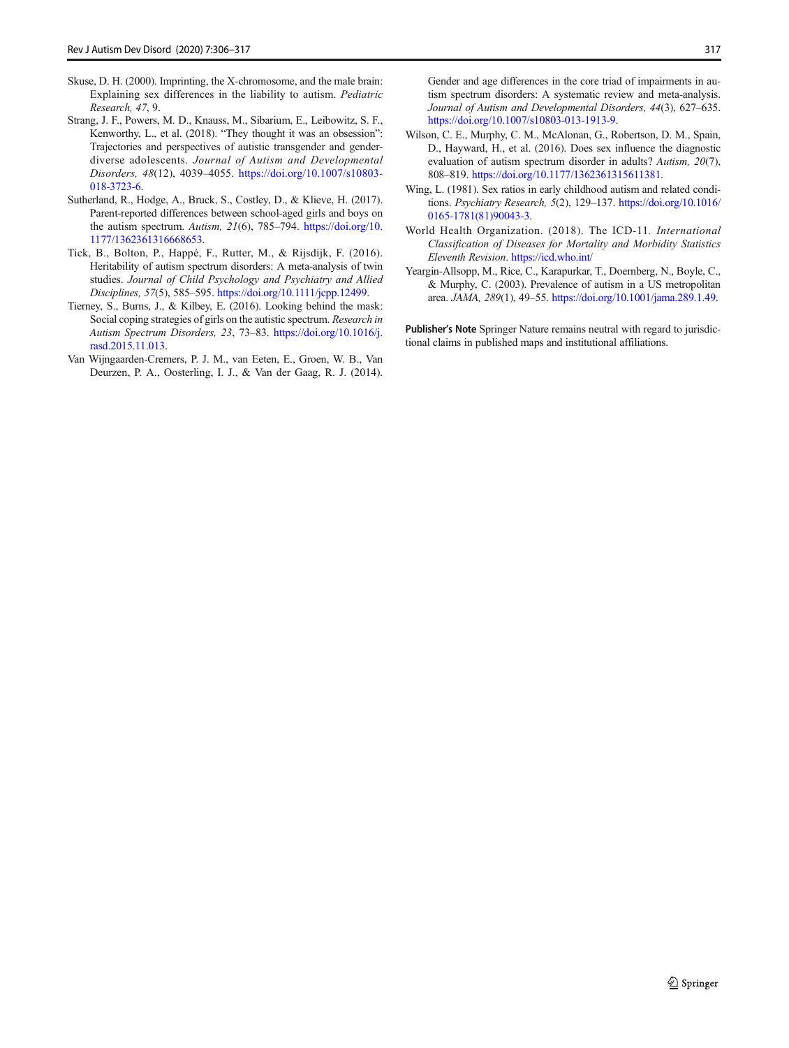Skuse, D. H. (2000). Imprinting, the X-chromosome, and the male brain: Explaining sex differences in the liability to autism. *Pediatric Research, 47*, 9.

Strang, J. F., Powers, M. D., Knauss, M., Sibarium, E., Leibowitz, S. F., Kenworthy, L., et al. (2018). "They thought it was an obsession": Trajectories and perspectives of autistic transgender and gender-diverse adolescents. *Journal of Autism and Developmental Disorders, 48*(12), 4039–4055. https://doi.org/10.1007/s10803-018-3723-6.

Sutherland, R., Hodge, A., Bruck, S., Costley, D., & Klieve, H. (2017). Parent-reported differences between school-aged girls and boys on the autism spectrum. *Autism, 21*(6), 785–794. https://doi.org/10.1177/1362361316668653.

Tick, B., Bolton, P., Happé, F., Rutter, M., & Rijsdijk, F. (2016). Heritability of autism spectrum disorders: A meta-analysis of twin studies. *Journal of Child Psychology and Psychiatry and Allied Disciplines, 57*(5), 585–595. https://doi.org/10.1111/jcpp.12499.

Tierney, S., Burns, J., & Kilbey, E. (2016). Looking behind the mask: Social coping strategies of girls on the autistic spectrum. *Research in Autism Spectrum Disorders, 23*, 73–83. https://doi.org/10.1016/j.rasd.2015.11.013.

Van Wijngaarden-Cremers, P. J. M., van Eeten, E., Groen, W. B., Van Deurzen, P. A., Oosterling, I. J., & Van der Gaag, R. J. (2014). Gender and age differences in the core triad of impairments in autism spectrum disorders: A systematic review and meta-analysis. *Journal of Autism and Developmental Disorders, 44*(3), 627–635. https://doi.org/10.1007/s10803-013-1913-9.

Wilson, C. E., Murphy, C. M., McAlonan, G., Robertson, D. M., Spain, D., Hayward, H., et al. (2016). Does sex influence the diagnostic evaluation of autism spectrum disorder in adults? *Autism, 20*(7), 808–819. https://doi.org/10.1177/1362361315611381.

Wing, L. (1981). Sex ratios in early childhood autism and related conditions. *Psychiatry Research, 5*(2), 129–137. https://doi.org/10.1016/0165-1781(81)90043-3.

World Health Organization. (2018). The ICD-11. *International Classification of Diseases for Mortality and Morbidity Statistics Eleventh Revision*. https://icd.who.int/

Yeargin-Allsopp, M., Rice, C., Karapurkar, T., Doernberg, N., Boyle, C., & Murphy, C. (2003). Prevalence of autism in a US metropolitan area. *JAMA, 289*(1), 49–55. https://doi.org/10.1001/jama.289.1.49.

**Publisher's Note** Springer Nature remains neutral with regard to jurisdictional claims in published maps and institutional affiliations.